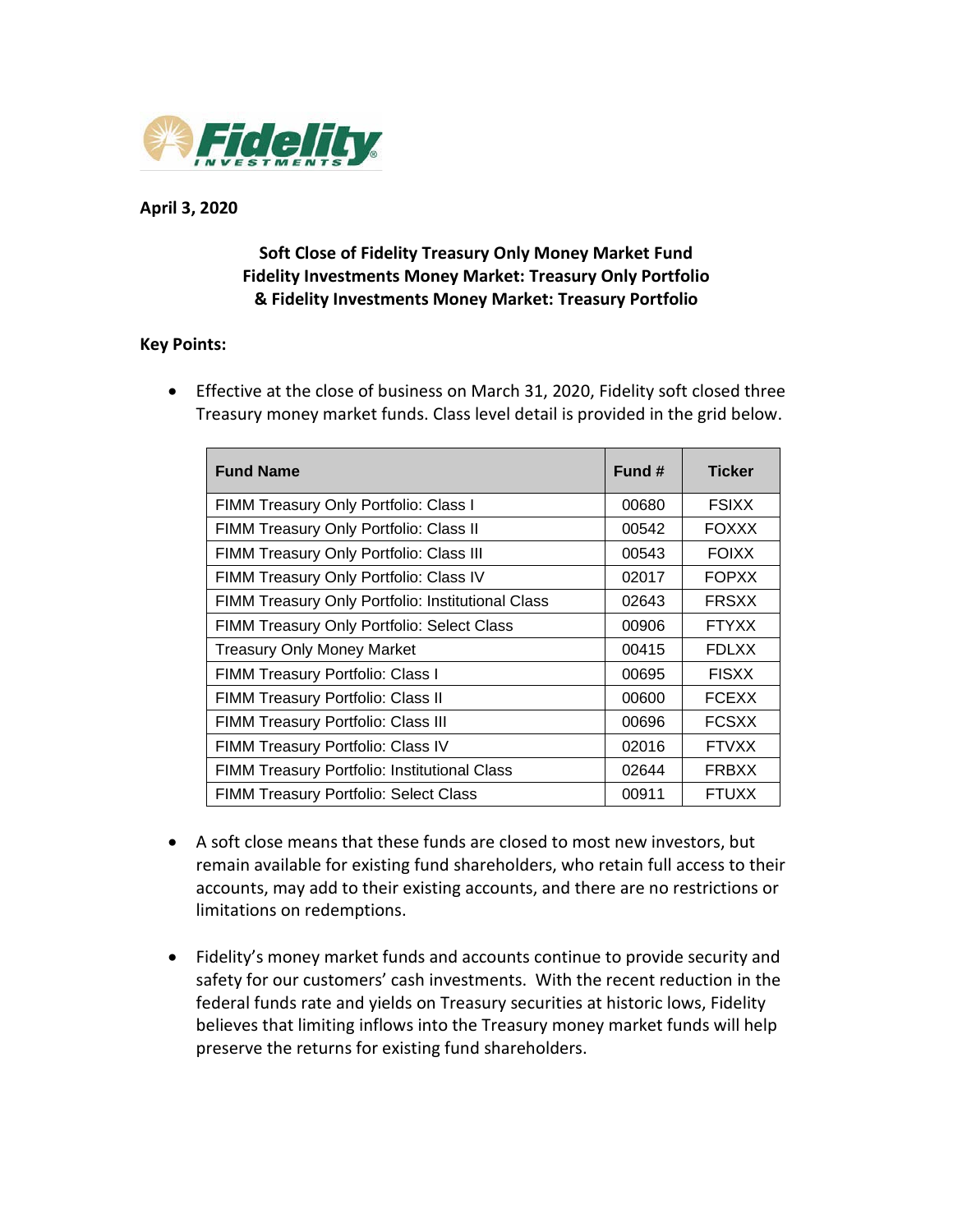**April 3, 2020**

## Soft Close of Fidelity Treasury Only Money Market Fund
## Fidelity Investments Money Market: Treasury Only Portfolio
## & Fidelity Investments Money Market: Treasury Portfolio

**Key Points:**

- Effective at the close of business on March 31, 2020, Fidelity soft closed three Treasury money market funds. Class level detail is provided in the grid below.

| Fund Name | Fund # | Ticker |
|---|---|---|
| FIMM Treasury Only Portfolio: Class I | 00680 | FSIXX |
| FIMM Treasury Only Portfolio: Class II | 00542 | FOXXX |
| FIMM Treasury Only Portfolio: Class III | 00543 | FOIXX |
| FIMM Treasury Only Portfolio: Class IV | 02017 | FOPXX |
| FIMM Treasury Only Portfolio: Institutional Class | 02643 | FRSXX |
| FIMM Treasury Only Portfolio: Select Class | 00906 | FTYXX |
| Treasury Only Money Market | 00415 | FDLXX |
| FIMM Treasury Portfolio: Class I | 00695 | FISXX |
| FIMM Treasury Portfolio: Class II | 00600 | FCEXX |
| FIMM Treasury Portfolio: Class III | 00696 | FCSXX |
| FIMM Treasury Portfolio: Class IV | 02016 | FTVXX |
| FIMM Treasury Portfolio: Institutional Class | 02644 | FRBXX |
| FIMM Treasury Portfolio: Select Class | 00911 | FTUXX |

- A soft close means that these funds are closed to most new investors, but remain available for existing fund shareholders, who retain full access to their accounts, may add to their existing accounts, and there are no restrictions or limitations on redemptions.

- Fidelity's money market funds and accounts continue to provide security and safety for our customers' cash investments. With the recent reduction in the federal funds rate and yields on Treasury securities at historic lows, Fidelity believes that limiting inflows into the Treasury money market funds will help preserve the returns for existing fund shareholders.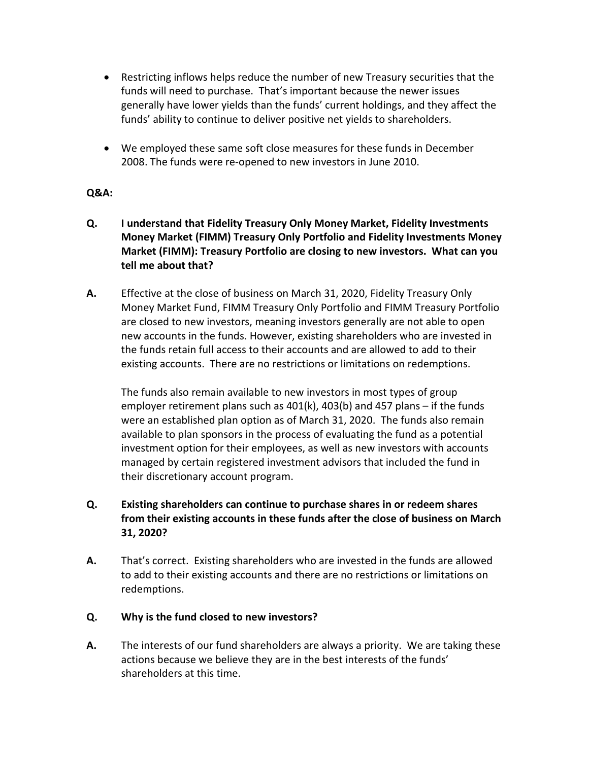- Restricting inflows helps reduce the number of new Treasury securities that the funds will need to purchase. That's important because the newer issues generally have lower yields than the funds' current holdings, and they affect the funds' ability to continue to deliver positive net yields to shareholders.

- We employed these same soft close measures for these funds in December 2008. The funds were re-opened to new investors in June 2010.

**Q&A:**

**Q. I understand that Fidelity Treasury Only Money Market, Fidelity Investments Money Market (FIMM) Treasury Only Portfolio and Fidelity Investments Money Market (FIMM): Treasury Portfolio are closing to new investors. What can you tell me about that?**

**A.** Effective at the close of business on March 31, 2020, Fidelity Treasury Only Money Market Fund, FIMM Treasury Only Portfolio and FIMM Treasury Portfolio are closed to new investors, meaning investors generally are not able to open new accounts in the funds. However, existing shareholders who are invested in the funds retain full access to their accounts and are allowed to add to their existing accounts. There are no restrictions or limitations on redemptions.

The funds also remain available to new investors in most types of group employer retirement plans such as 401(k), 403(b) and 457 plans – if the funds were an established plan option as of March 31, 2020. The funds also remain available to plan sponsors in the process of evaluating the fund as a potential investment option for their employees, as well as new investors with accounts managed by certain registered investment advisors that included the fund in their discretionary account program.

**Q. Existing shareholders can continue to purchase shares in or redeem shares from their existing accounts in these funds after the close of business on March 31, 2020?**

**A.** That's correct. Existing shareholders who are invested in the funds are allowed to add to their existing accounts and there are no restrictions or limitations on redemptions.

**Q. Why is the fund closed to new investors?**

**A.** The interests of our fund shareholders are always a priority. We are taking these actions because we believe they are in the best interests of the funds' shareholders at this time.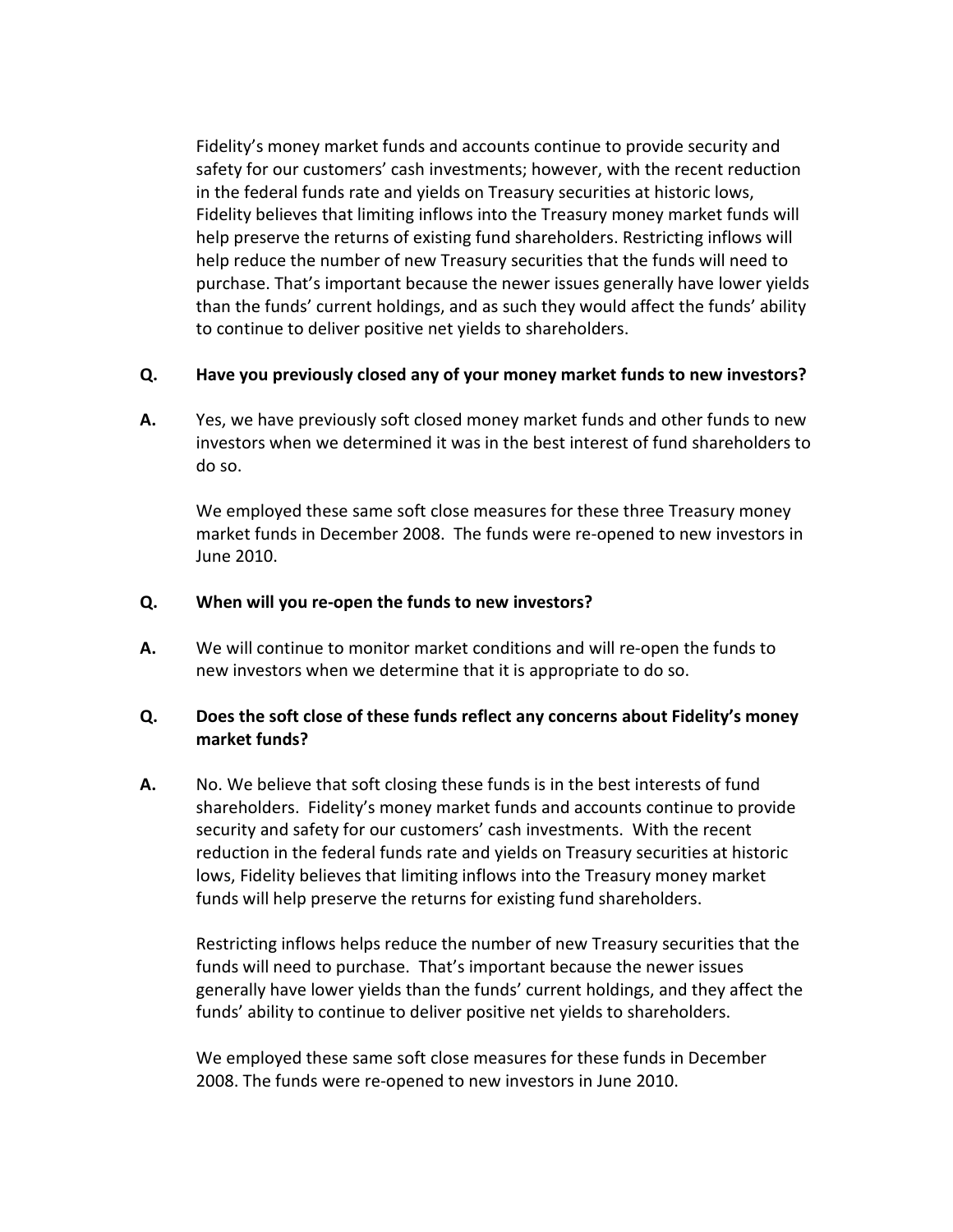Fidelity's money market funds and accounts continue to provide security and safety for our customers' cash investments; however, with the recent reduction in the federal funds rate and yields on Treasury securities at historic lows, Fidelity believes that limiting inflows into the Treasury money market funds will help preserve the returns of existing fund shareholders. Restricting inflows will help reduce the number of new Treasury securities that the funds will need to purchase. That's important because the newer issues generally have lower yields than the funds' current holdings, and as such they would affect the funds' ability to continue to deliver positive net yields to shareholders.

**Q. Have you previously closed any of your money market funds to new investors?**

**A.** Yes, we have previously soft closed money market funds and other funds to new investors when we determined it was in the best interest of fund shareholders to do so.

We employed these same soft close measures for these three Treasury money market funds in December 2008. The funds were re-opened to new investors in June 2010.

**Q. When will you re-open the funds to new investors?**

**A.** We will continue to monitor market conditions and will re-open the funds to new investors when we determine that it is appropriate to do so.

**Q. Does the soft close of these funds reflect any concerns about Fidelity's money market funds?**

**A.** No. We believe that soft closing these funds is in the best interests of fund shareholders. Fidelity's money market funds and accounts continue to provide security and safety for our customers' cash investments. With the recent reduction in the federal funds rate and yields on Treasury securities at historic lows, Fidelity believes that limiting inflows into the Treasury money market funds will help preserve the returns for existing fund shareholders.

Restricting inflows helps reduce the number of new Treasury securities that the funds will need to purchase. That's important because the newer issues generally have lower yields than the funds' current holdings, and they affect the funds' ability to continue to deliver positive net yields to shareholders.

We employed these same soft close measures for these funds in December 2008. The funds were re-opened to new investors in June 2010.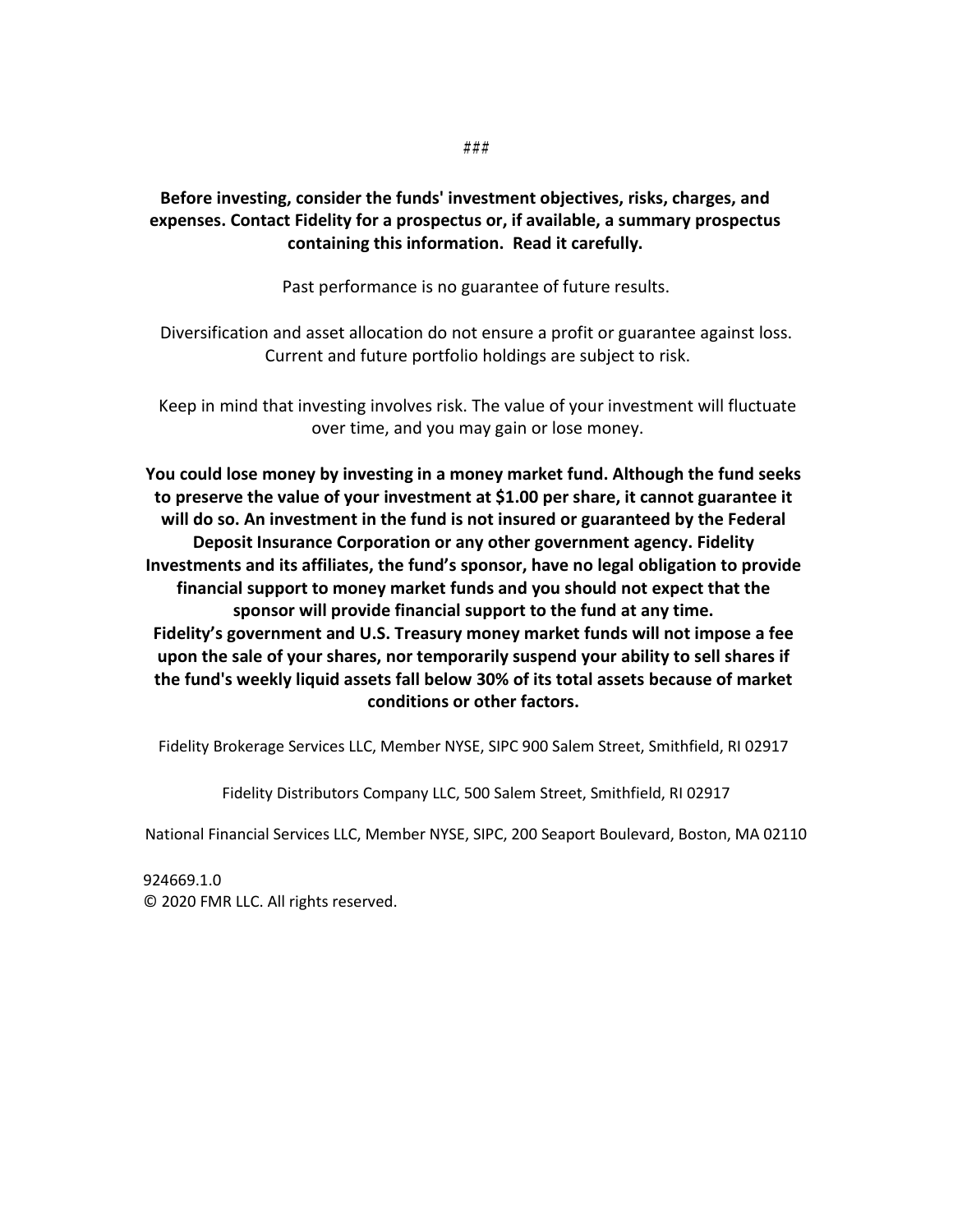###

**Before investing, consider the funds' investment objectives, risks, charges, and expenses. Contact Fidelity for a prospectus or, if available, a summary prospectus containing this information. Read it carefully.**

Past performance is no guarantee of future results.

Diversification and asset allocation do not ensure a profit or guarantee against loss. Current and future portfolio holdings are subject to risk.

Keep in mind that investing involves risk. The value of your investment will fluctuate over time, and you may gain or lose money.

**You could lose money by investing in a money market fund. Although the fund seeks to preserve the value of your investment at $1.00 per share, it cannot guarantee it will do so. An investment in the fund is not insured or guaranteed by the Federal Deposit Insurance Corporation or any other government agency. Fidelity Investments and its affiliates, the fund's sponsor, have no legal obligation to provide financial support to money market funds and you should not expect that the sponsor will provide financial support to the fund at any time. Fidelity's government and U.S. Treasury money market funds will not impose a fee upon the sale of your shares, nor temporarily suspend your ability to sell shares if the fund's weekly liquid assets fall below 30% of its total assets because of market conditions or other factors.**

Fidelity Brokerage Services LLC, Member NYSE, SIPC 900 Salem Street, Smithfield, RI 02917

Fidelity Distributors Company LLC, 500 Salem Street, Smithfield, RI 02917

National Financial Services LLC, Member NYSE, SIPC, 200 Seaport Boulevard, Boston, MA 02110

924669.1.0
© 2020 FMR LLC. All rights reserved.